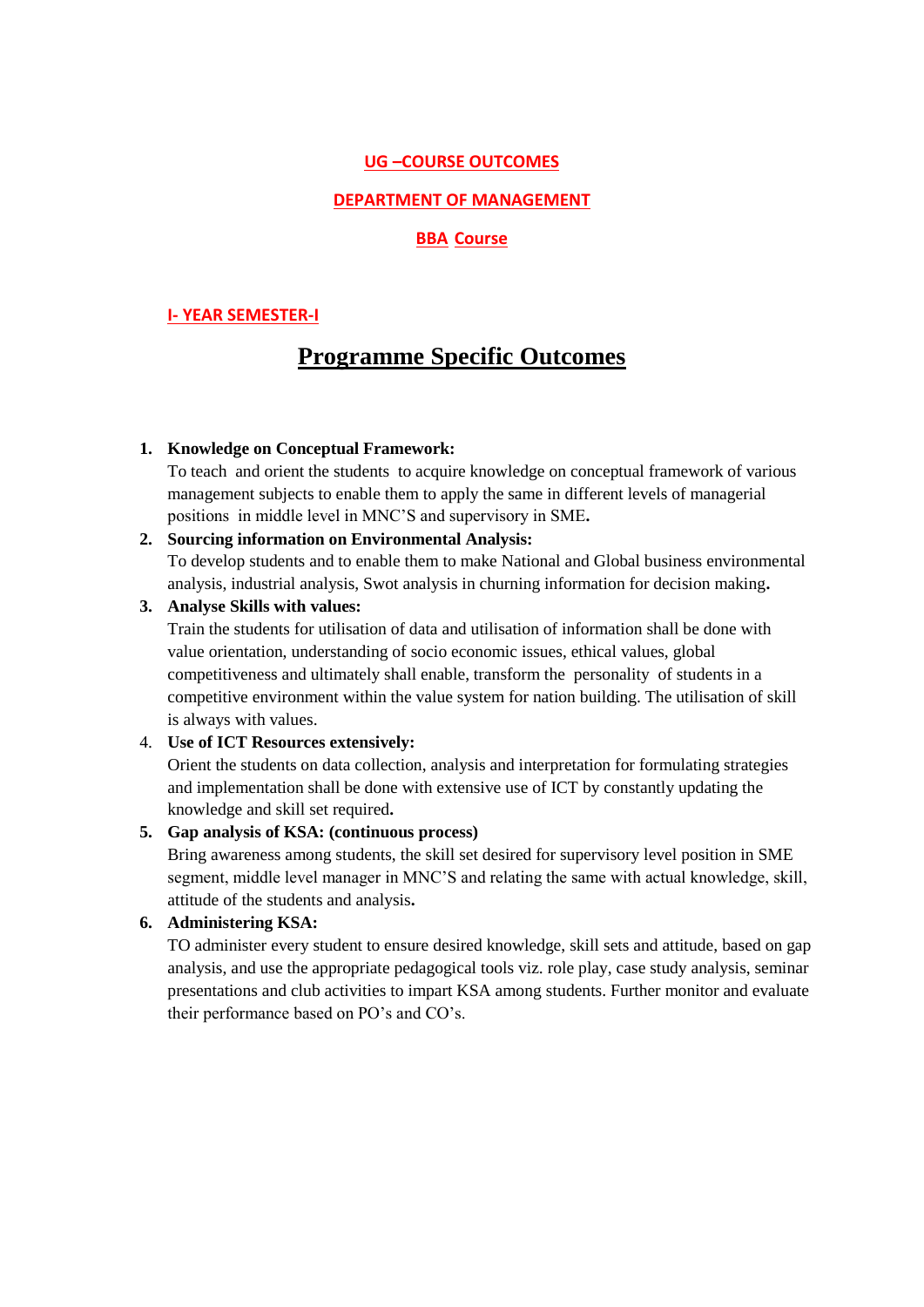## UG –COURSE OUTCOMES

## DEPARTMENT OF MANAGEMENT

## BBA Course

### I- YEAR SEMESTER-I

# Programme Specific Outcomes

1. **Knowledge on Conceptual Framework:**
   To teach and orient the students to acquire knowledge on conceptual framework of various management subjects to enable them to apply the same in different levels of managerial positions in middle level in MNC'S and supervisory in SME**.**

2. **Sourcing information on Environmental Analysis:**
   To develop students and to enable them to make National and Global business environmental analysis, industrial analysis, Swot analysis in churning information for decision making**.**

3. **Analyse Skills with values:**
   Train the students for utilisation of data and utilisation of information shall be done with value orientation, understanding of socio economic issues, ethical values, global competitiveness and ultimately shall enable, transform the personality of students in a competitive environment within the value system for nation building. The utilisation of skill is always with values.

4. **Use of ICT Resources extensively:**
   Orient the students on data collection, analysis and interpretation for formulating strategies and implementation shall be done with extensive use of ICT by constantly updating the knowledge and skill set required**.**

5. **Gap analysis of KSA: (continuous process)**
   Bring awareness among students, the skill set desired for supervisory level position in SME segment, middle level manager in MNC'S and relating the same with actual knowledge, skill, attitude of the students and analysis**.**

6. **Administering KSA:**
   TO administer every student to ensure desired knowledge, skill sets and attitude, based on gap analysis, and use the appropriate pedagogical tools viz. role play, case study analysis, seminar presentations and club activities to impart KSA among students. Further monitor and evaluate their performance based on PO's and CO's.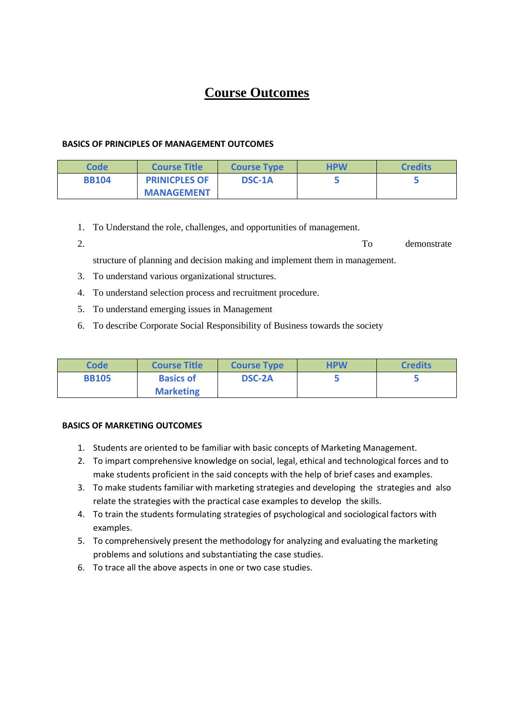# Course Outcomes

**BASICS OF PRINCIPLES OF MANAGEMENT OUTCOMES**

| Code | Course Title | Course Type | HPW | Credits |
|---|---|---|---|---|
| BB104 | PRINICPLES OF MANAGEMENT | DSC-1A | 5 | 5 |

1. To Understand the role, challenges, and opportunities of management.
2. To demonstrate structure of planning and decision making and implement them in management.
3. To understand various organizational structures.
4. To understand selection process and recruitment procedure.
5. To understand emerging issues in Management
6. To describe Corporate Social Responsibility of Business towards the society

| Code | Course Title | Course Type | HPW | Credits |
|---|---|---|---|---|
| BB105 | Basics of Marketing | DSC-2A | 5 | 5 |

**BASICS OF MARKETING OUTCOMES**

1. Students are oriented to be familiar with basic concepts of Marketing Management.
2. To impart comprehensive knowledge on social, legal, ethical and technological forces and to make students proficient in the said concepts with the help of brief cases and examples.
3. To make students familiar with marketing strategies and developing the strategies and also relate the strategies with the practical case examples to develop the skills.
4. To train the students formulating strategies of psychological and sociological factors with examples.
5. To comprehensively present the methodology for analyzing and evaluating the marketing problems and solutions and substantiating the case studies.
6. To trace all the above aspects in one or two case studies.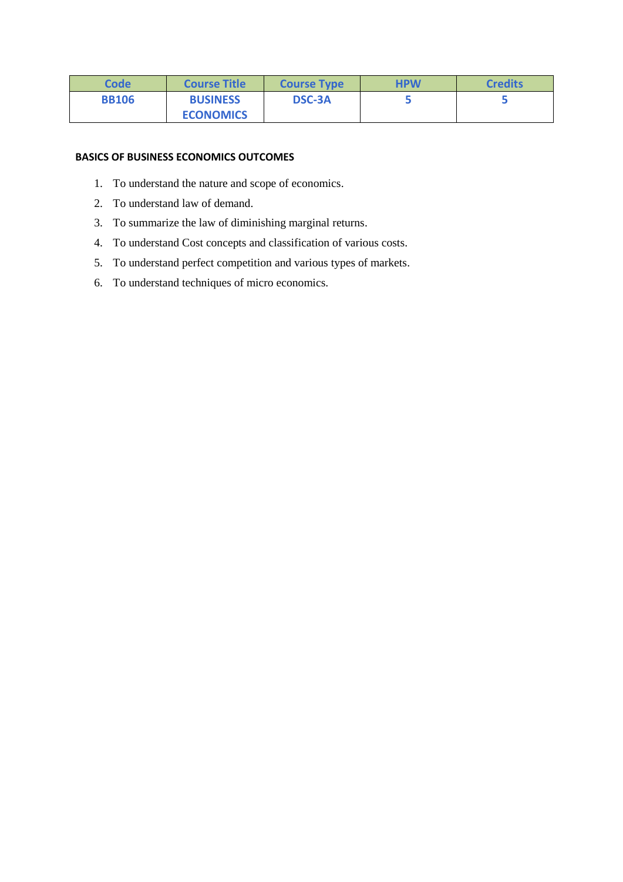| Code | Course Title | Course Type | HPW | Credits |
|---|---|---|---|---|
| BB106 | BUSINESS ECONOMICS | DSC-3A | 5 | 5 |

**BASICS OF BUSINESS ECONOMICS OUTCOMES**

1. To understand the nature and scope of economics.
2. To understand law of demand.
3. To summarize the law of diminishing marginal returns.
4. To understand Cost concepts and classification of various costs.
5. To understand perfect competition and various types of markets.
6. To understand techniques of micro economics.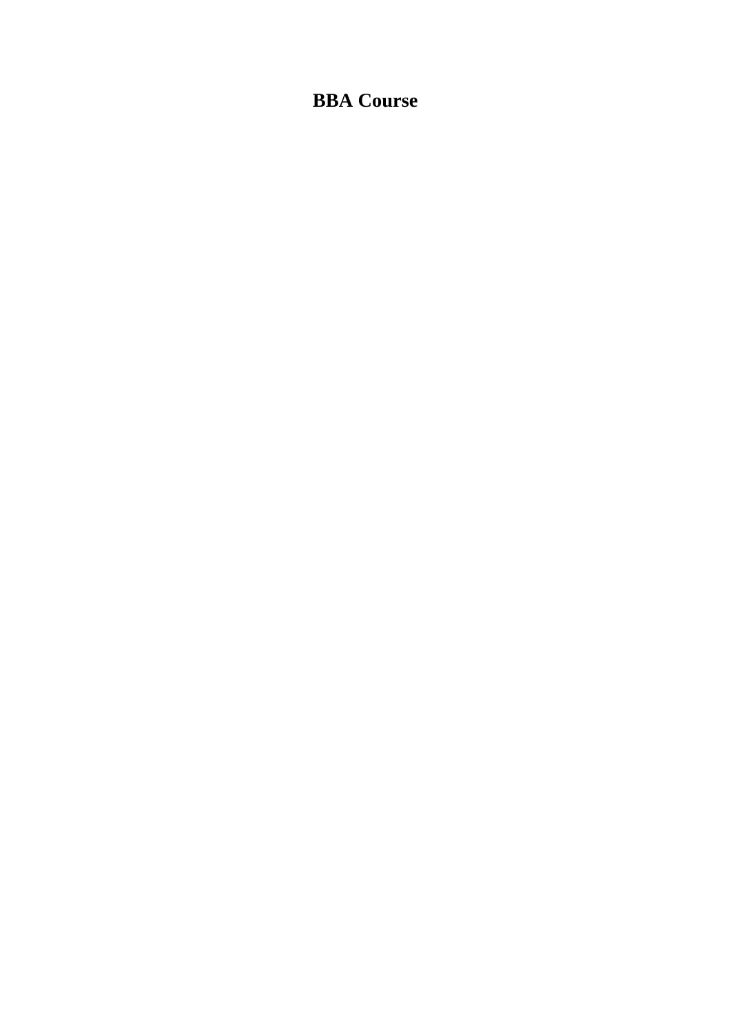**BBA Course**